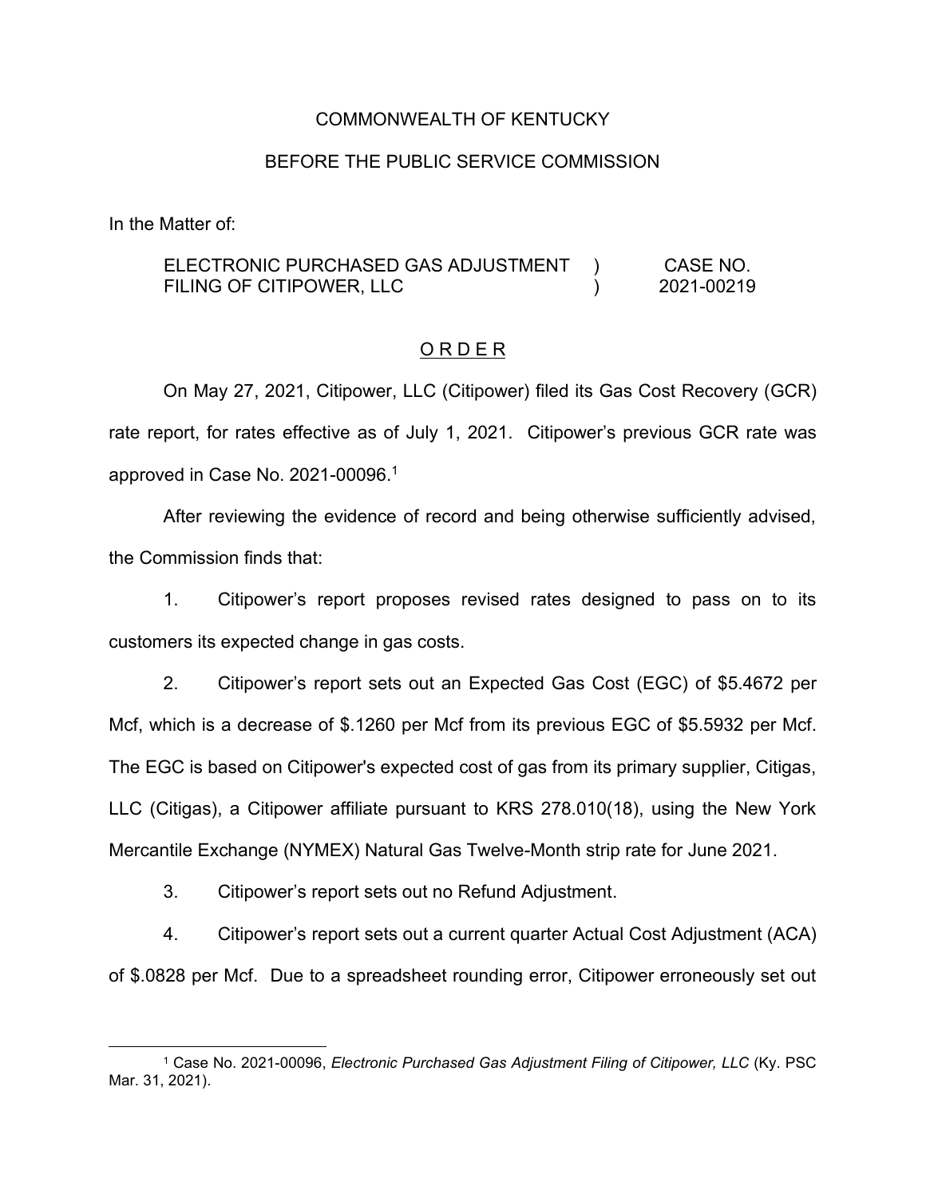COMMONWEALTH OF KENTUCKY

BEFORE THE PUBLIC SERVICE COMMISSION

In the Matter of:

| | | |
|---|---|---|
| ELECTRONIC PURCHASED GAS ADJUSTMENT FILING OF CITIPOWER, LLC | ) ) | CASE NO. 2021-00219 |

## O R D E R

On May 27, 2021, Citipower, LLC (Citipower) filed its Gas Cost Recovery (GCR) rate report, for rates effective as of July 1, 2021. Citipower's previous GCR rate was approved in Case No. 2021-00096.[1]

After reviewing the evidence of record and being otherwise sufficiently advised, the Commission finds that:

1. Citipower's report proposes revised rates designed to pass on to its customers its expected change in gas costs.

2. Citipower's report sets out an Expected Gas Cost (EGC) of $5.4672 per Mcf, which is a decrease of $.1260 per Mcf from its previous EGC of $5.5932 per Mcf. The EGC is based on Citipower's expected cost of gas from its primary supplier, Citigas, LLC (Citigas), a Citipower affiliate pursuant to KRS 278.010(18), using the New York Mercantile Exchange (NYMEX) Natural Gas Twelve-Month strip rate for June 2021.

3. Citipower's report sets out no Refund Adjustment.

4. Citipower's report sets out a current quarter Actual Cost Adjustment (ACA) of $.0828 per Mcf. Due to a spreadsheet rounding error, Citipower erroneously set out

---

[1] Case No. 2021-00096, *Electronic Purchased Gas Adjustment Filing of Citipower, LLC* (Ky. PSC Mar. 31, 2021).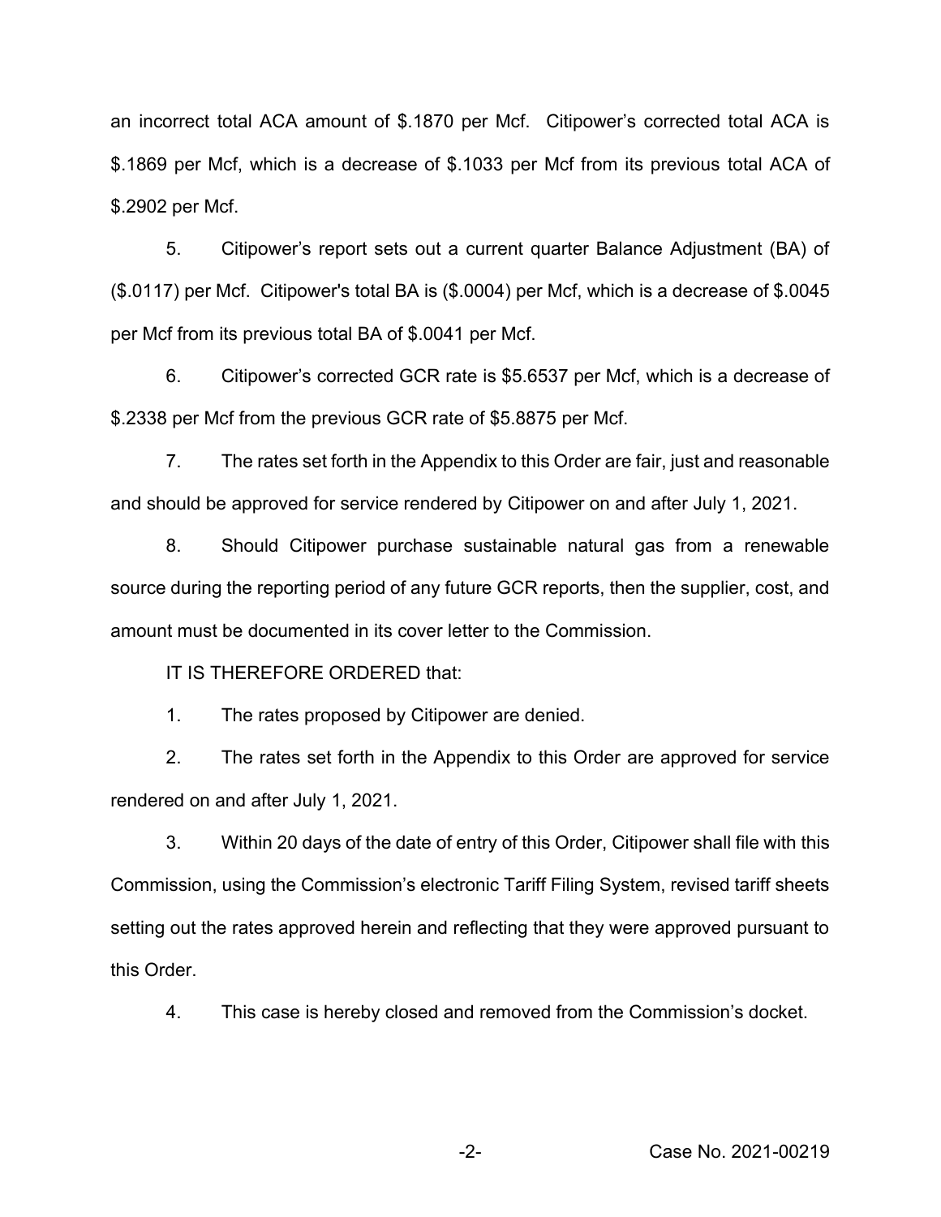an incorrect total ACA amount of $.1870 per Mcf. Citipower's corrected total ACA is $.1869 per Mcf, which is a decrease of $.1033 per Mcf from its previous total ACA of $.2902 per Mcf.

5. Citipower's report sets out a current quarter Balance Adjustment (BA) of ($.0117) per Mcf. Citipower's total BA is ($.0004) per Mcf, which is a decrease of $.0045 per Mcf from its previous total BA of $.0041 per Mcf.

6. Citipower's corrected GCR rate is $5.6537 per Mcf, which is a decrease of $.2338 per Mcf from the previous GCR rate of $5.8875 per Mcf.

7. The rates set forth in the Appendix to this Order are fair, just and reasonable and should be approved for service rendered by Citipower on and after July 1, 2021.

8. Should Citipower purchase sustainable natural gas from a renewable source during the reporting period of any future GCR reports, then the supplier, cost, and amount must be documented in its cover letter to the Commission.

IT IS THEREFORE ORDERED that:

1. The rates proposed by Citipower are denied.

2. The rates set forth in the Appendix to this Order are approved for service rendered on and after July 1, 2021.

3. Within 20 days of the date of entry of this Order, Citipower shall file with this Commission, using the Commission's electronic Tariff Filing System, revised tariff sheets setting out the rates approved herein and reflecting that they were approved pursuant to this Order.

4. This case is hereby closed and removed from the Commission's docket.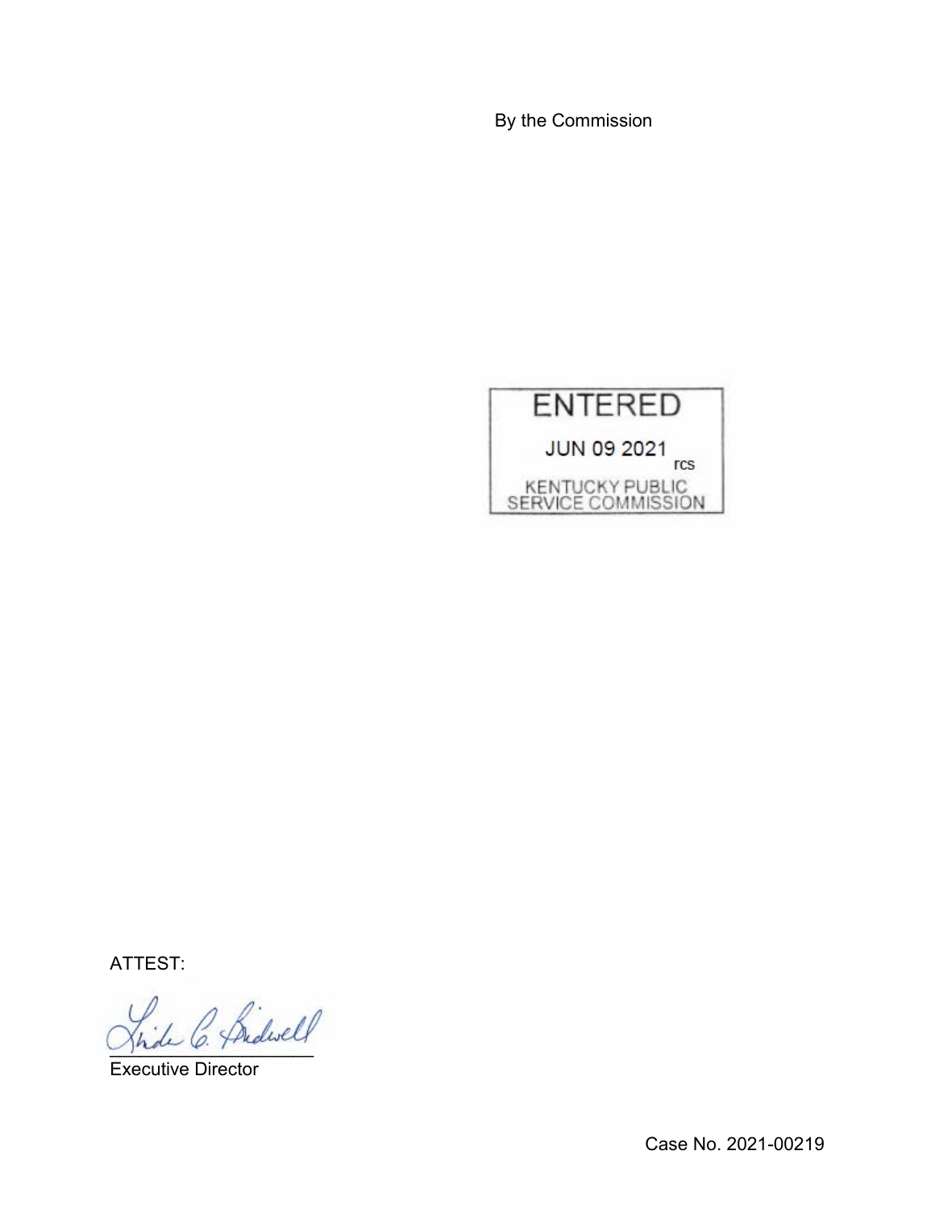By the Commission

ENTERED

JUN 09 2021

rcs

KENTUCKY PUBLIC SERVICE COMMISSION

ATTEST:

Executive Director

Case No. 2021-00219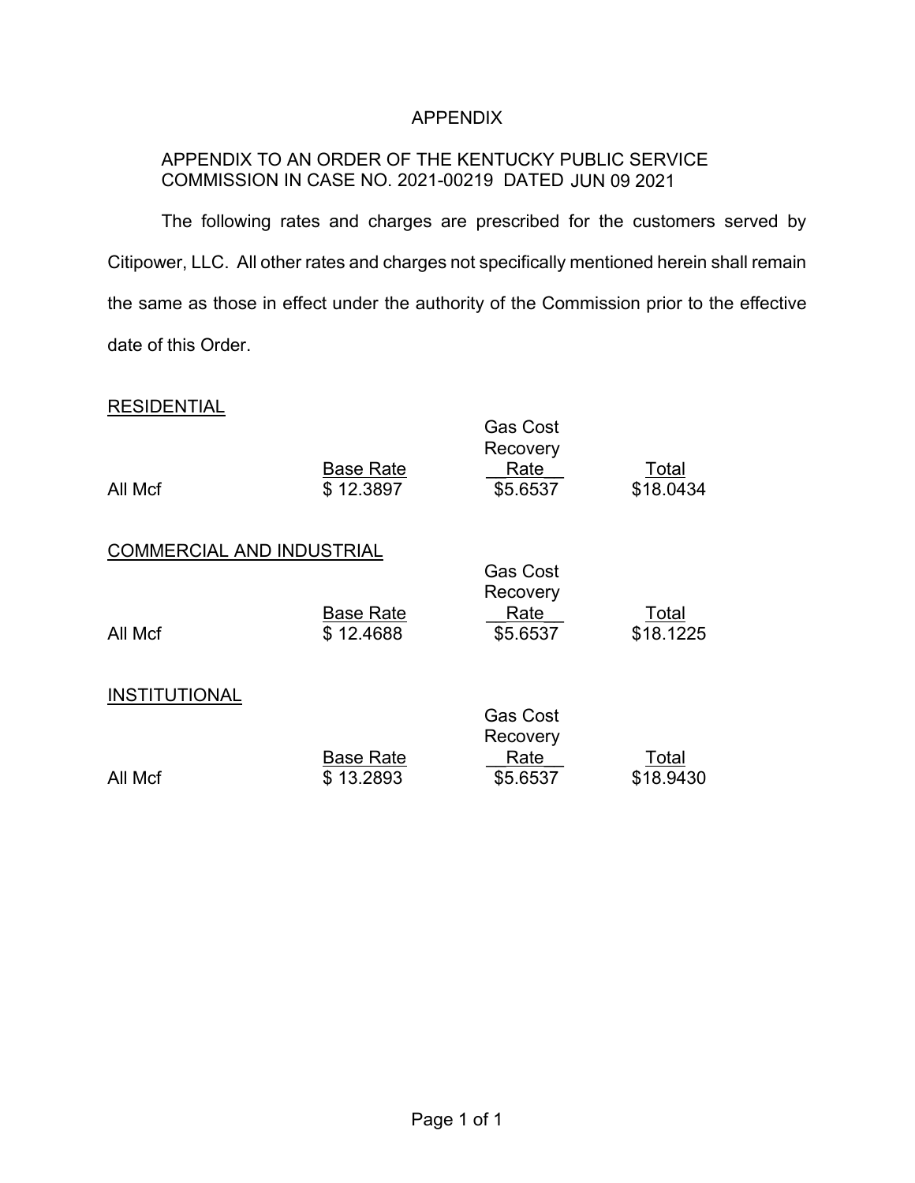# APPENDIX

APPENDIX TO AN ORDER OF THE KENTUCKY PUBLIC SERVICE COMMISSION IN CASE NO. 2021-00219 DATED JUN 09 2021

The following rates and charges are prescribed for the customers served by Citipower, LLC. All other rates and charges not specifically mentioned herein shall remain the same as those in effect under the authority of the Commission prior to the effective date of this Order.

RESIDENTIAL

| | Base Rate | Gas Cost Recovery Rate | Total |
|---|---|---|---|
| All Mcf | $ 12.3897 | $5.6537 | $18.0434 |

COMMERCIAL AND INDUSTRIAL

| | Base Rate | Gas Cost Recovery Rate | Total |
|---|---|---|---|
| All Mcf | $ 12.4688 | $5.6537 | $18.1225 |

INSTITUTIONAL

| | Base Rate | Gas Cost Recovery Rate | Total |
|---|---|---|---|
| All Mcf | $ 13.2893 | $5.6537 | $18.9430 |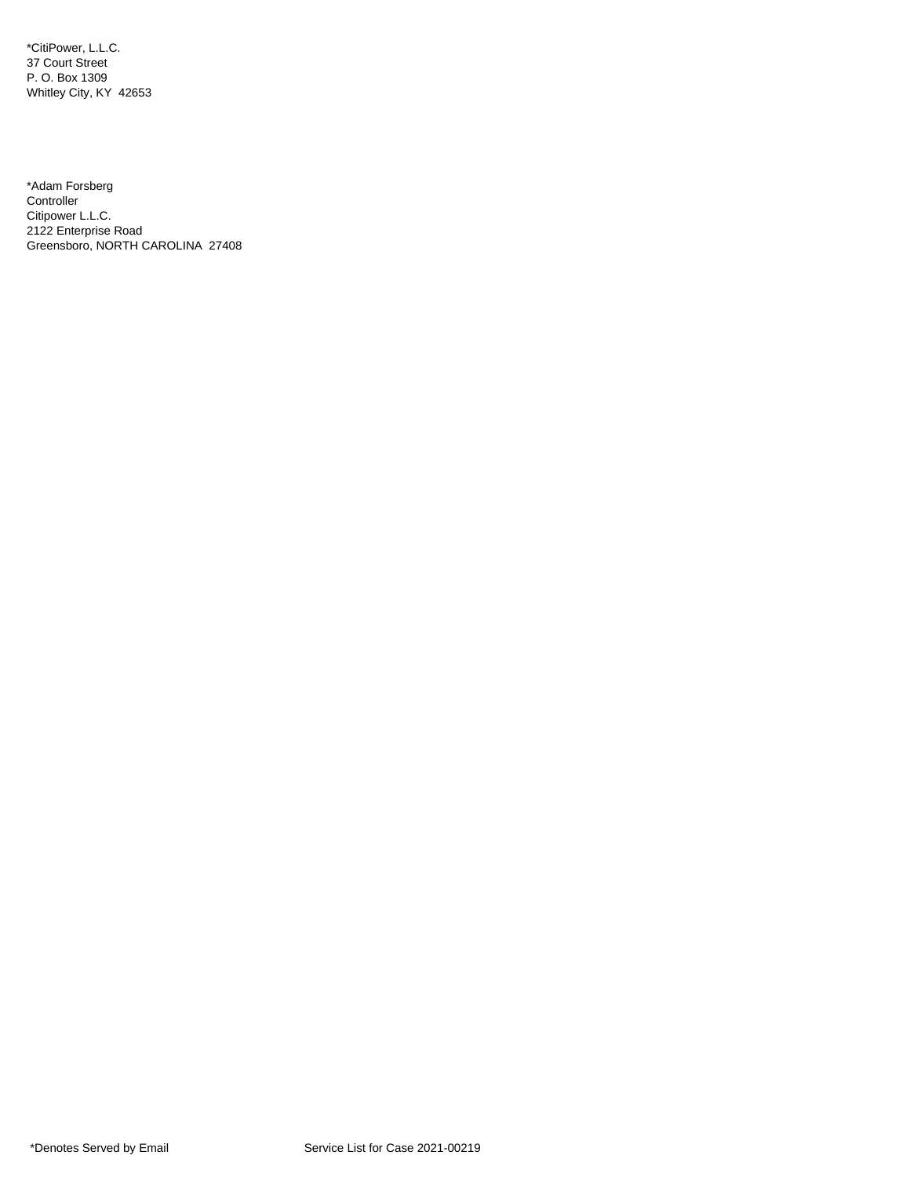*CitiPower, L.L.C.
37 Court Street
P. O. Box 1309
Whitley City, KY  42653

*Adam Forsberg
Controller
Citipower L.L.C.
2122 Enterprise Road
Greensboro, NORTH CAROLINA  27408

*Denotes Served by Email

Service List for Case 2021-00219